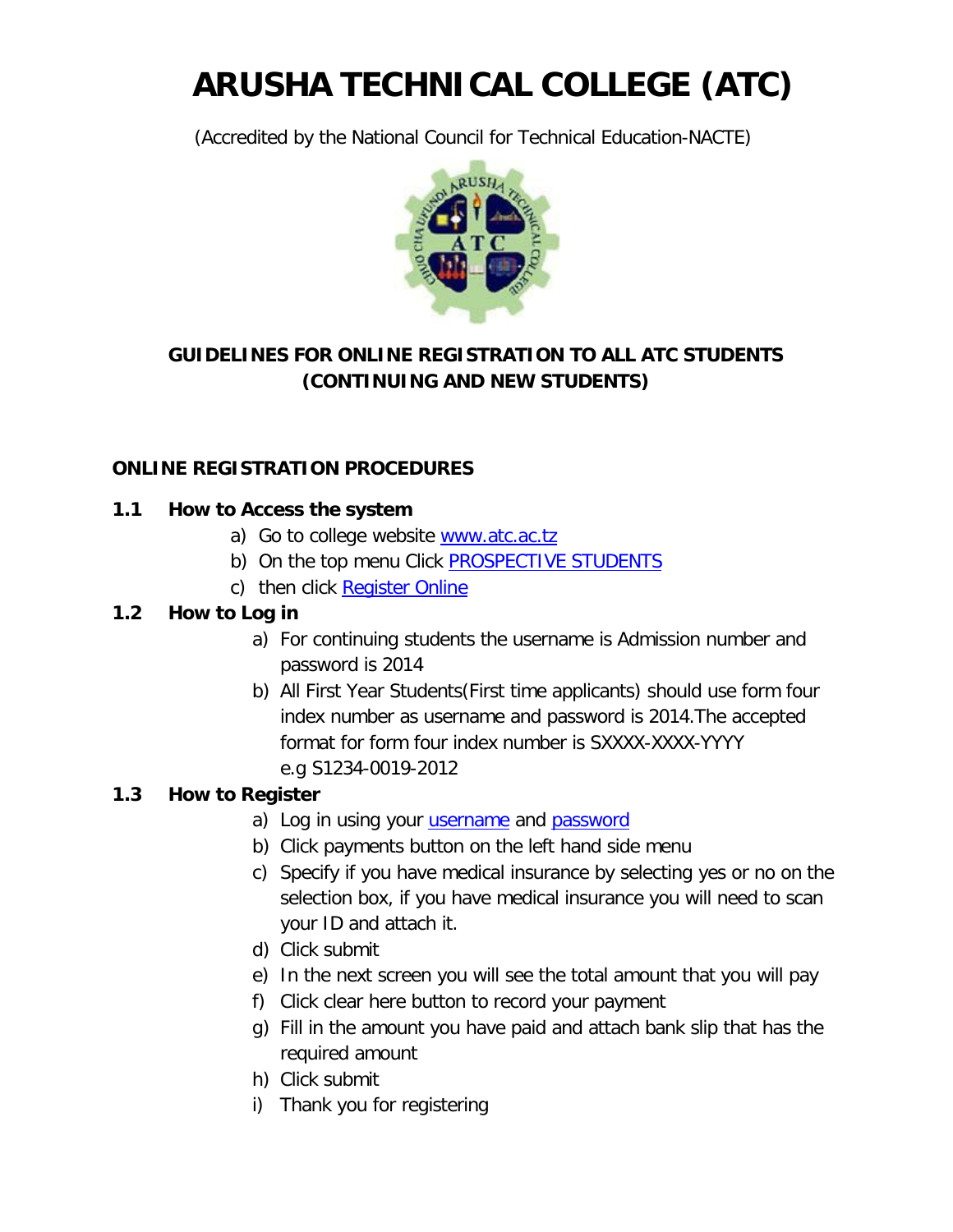# ARUSHA TECHNICAL COLLEGE (ATC)

(Accredited by the National Council for Technical Education-NACTE)

## GUIDELINES FOR ONLINE REGISTRATION TO ALL ATC STUDENTS (CONTINUING AND NEW STUDENTS)

### ONLINE REGISTRATION PROCEDURES

**1.1 How to Access the system**

a) Go to college website www.atc.ac.tz
b) On the top menu Click PROSPECTIVE STUDENTS
c) then click Register Online

**1.2 How to Log in**

a) For continuing students the username is Admission number and password is 2014
b) All First Year Students(First time applicants) should use form four index number as username and password is 2014.The accepted format for form four index number is SXXXX-XXXX-YYYY e.g S1234-0019-2012

**1.3 How to Register**

a) Log in using your username and password
b) Click payments button on the left hand side menu
c) Specify if you have medical insurance by selecting yes or no on the selection box, if you have medical insurance you will need to scan your ID and attach it.
d) Click submit
e) In the next screen you will see the total amount that you will pay
f) Click clear here button to record your payment
g) Fill in the amount you have paid and attach bank slip that has the required amount
h) Click submit
i) Thank you for registering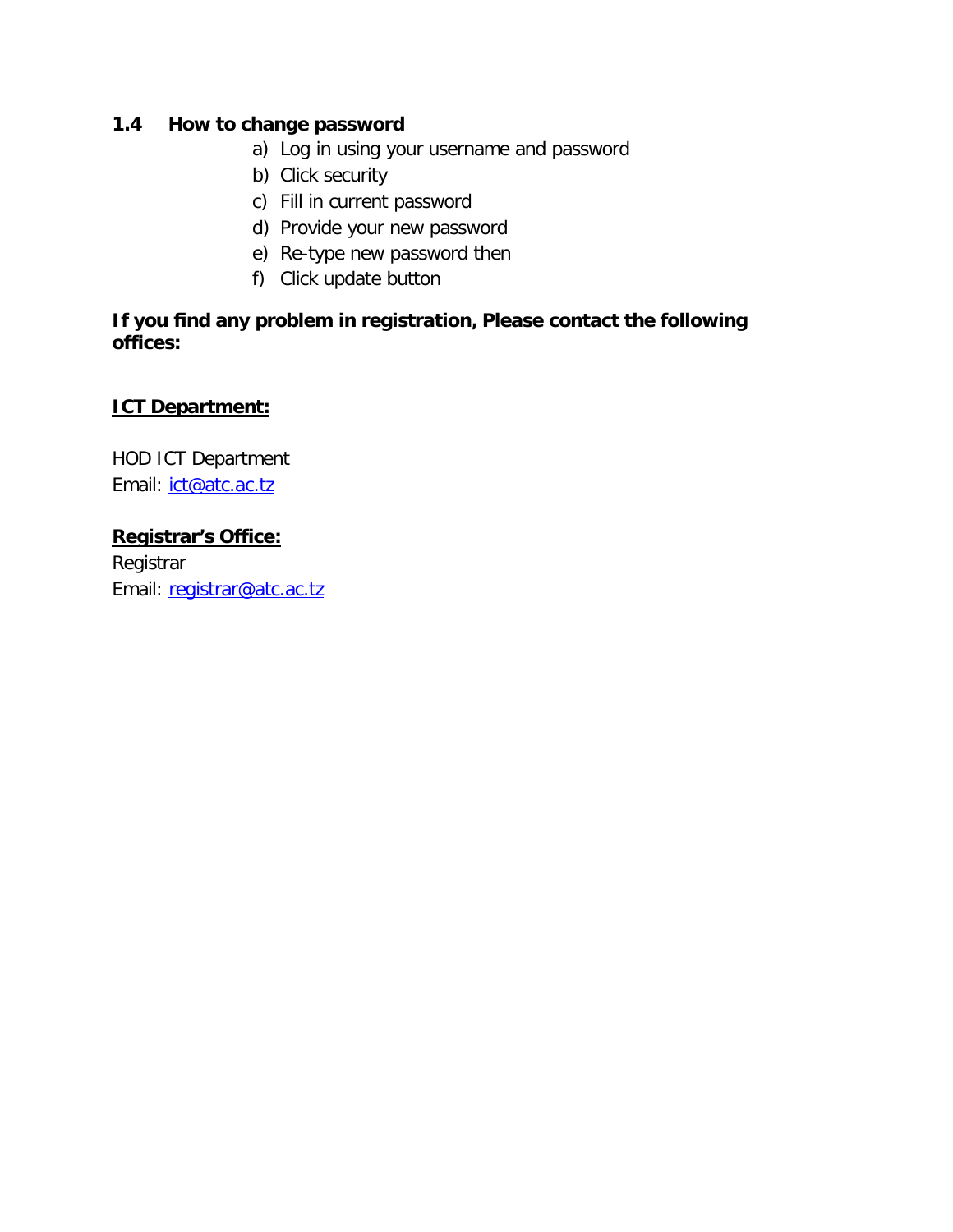### 1.4 How to change password

a) Log in using your username and password
b) Click security
c) Fill in current password
d) Provide your new password
e) Re-type new password then
f) Click update button

**If you find any problem in registration, Please contact the following offices:**

**ICT Department:**

HOD ICT Department
Email: ict@atc.ac.tz

**Registrar's Office:**

Registrar
Email: registrar@atc.ac.tz